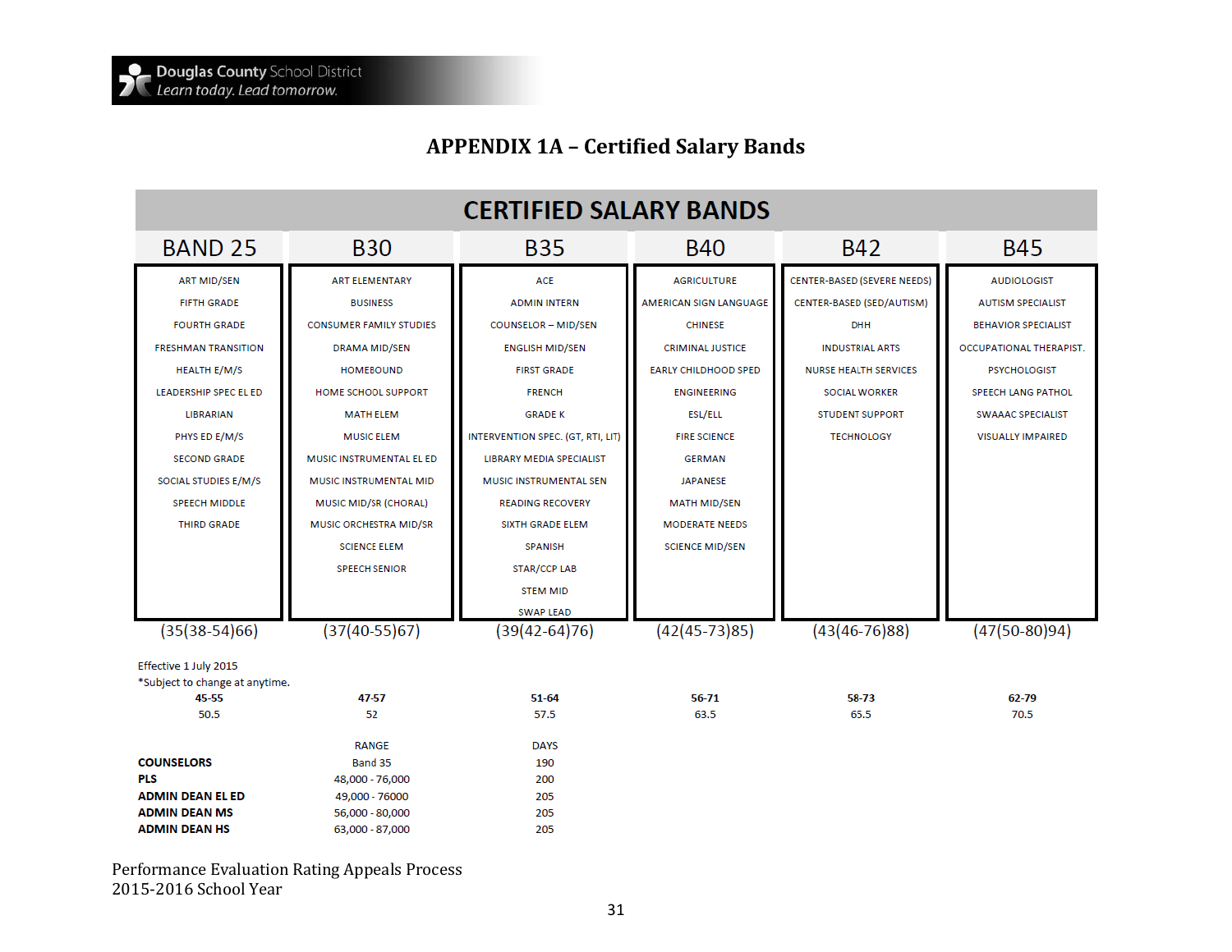# APPENDIX 1A – Certified Salary Bands

## CERTIFIED SALARY BANDS

| BAND 25 | B30 | B35 | B40 | B42 | B45 |
|---|---|---|---|---|---|
| ART MID/SEN | ART ELEMENTARY | ACE | AGRICULTURE | CENTER-BASED (SEVERE NEEDS) | AUDIOLOGIST |
| FIFTH GRADE | BUSINESS | ADMIN INTERN | AMERICAN SIGN LANGUAGE | CENTER-BASED (SED/AUTISM) | AUTISM SPECIALIST |
| FOURTH GRADE | CONSUMER FAMILY STUDIES | COUNSELOR – MID/SEN | CHINESE | DHH | BEHAVIOR SPECIALIST |
| FRESHMAN TRANSITION | DRAMA MID/SEN | ENGLISH MID/SEN | CRIMINAL JUSTICE | INDUSTRIAL ARTS | OCCUPATIONAL THERAPIST. |
| HEALTH E/M/S | HOMEBOUND | FIRST GRADE | EARLY CHILDHOOD SPED | NURSE HEALTH SERVICES | PSYCHOLOGIST |
| LEADERSHIP SPEC EL ED | HOME SCHOOL SUPPORT | FRENCH | ENGINEERING | SOCIAL WORKER | SPEECH LANG PATHOL |
| LIBRARIAN | MATH ELEM | GRADE K | ESL/ELL | STUDENT SUPPORT | SWAAAC SPECIALIST |
| PHYS ED E/M/S | MUSIC ELEM | INTERVENTION SPEC. (GT, RTI, LIT) | FIRE SCIENCE | TECHNOLOGY | VISUALLY IMPAIRED |
| SECOND GRADE | MUSIC INSTRUMENTAL EL ED | LIBRARY MEDIA SPECIALIST | GERMAN | | |
| SOCIAL STUDIES E/M/S | MUSIC INSTRUMENTAL MID | MUSIC INSTRUMENTAL SEN | JAPANESE | | |
| SPEECH MIDDLE | MUSIC MID/SR (CHORAL) | READING RECOVERY | MATH MID/SEN | | |
| THIRD GRADE | MUSIC ORCHESTRA MID/SR | SIXTH GRADE ELEM | MODERATE NEEDS | | |
| | SCIENCE ELEM | SPANISH | SCIENCE MID/SEN | | |
| | SPEECH SENIOR | STAR/CCP LAB | | | |
| | | STEM MID | | | |
| | | SWAP LEAD | | | |
| (35(38-54)66) | (37(40-55)67) | (39(42-64)76) | (42(45-73)85) | (43(46-76)88) | (47(50-80)94) |

Effective 1 July 2015
*Subject to change at anytime.

| 45-55 | 47-57 | 51-64 | 56-71 | 58-73 | 62-79 |
|---|---|---|---|---|---|
| 50.5 | 52 | 57.5 | 63.5 | 65.5 | 70.5 |

| | RANGE | DAYS |
|---|---|---|
| **COUNSELORS** | Band 35 | 190 |
| **PLS** | 48,000 - 76,000 | 200 |
| **ADMIN DEAN EL ED** | 49,000 - 76000 | 205 |
| **ADMIN DEAN MS** | 56,000 - 80,000 | 205 |
| **ADMIN DEAN HS** | 63,000 - 87,000 | 205 |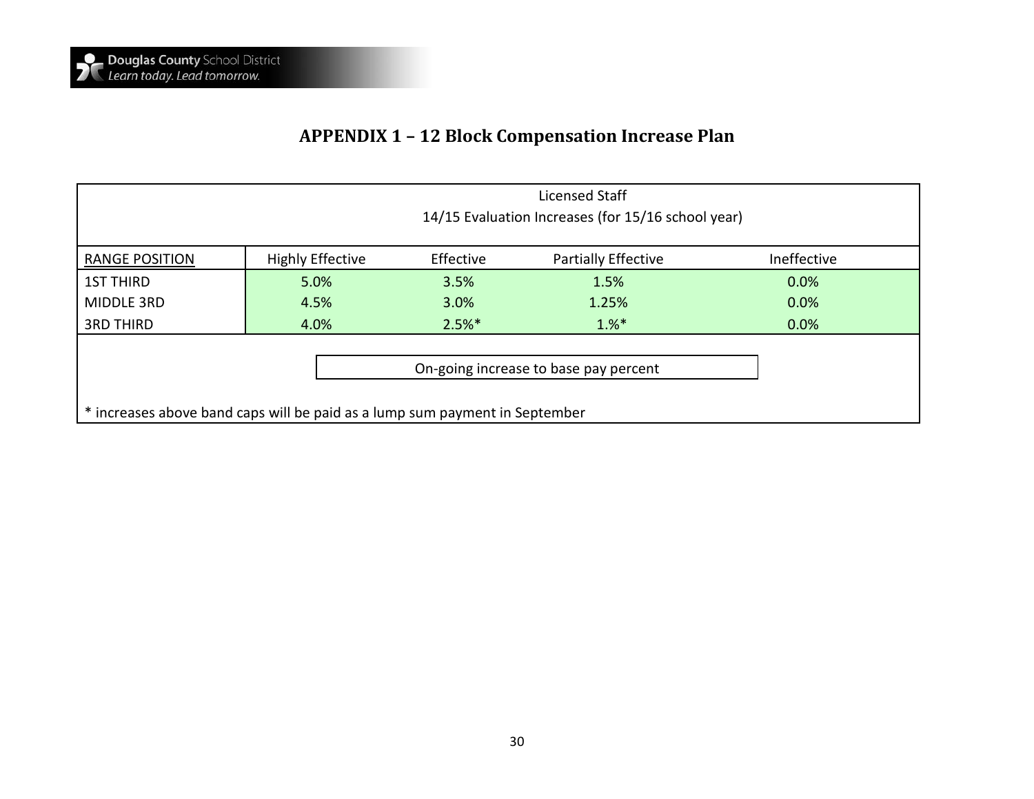# APPENDIX 1 – 12 Block Compensation Increase Plan

| Licensed Staff<br>14/15 Evaluation Increases (for 15/16 school year) | | | | |
|---|---|---|---|---|
| RANGE POSITION | Highly Effective | Effective | Partially Effective | Ineffective |
| 1ST THIRD | 5.0% | 3.5% | 1.5% | 0.0% |
| MIDDLE 3RD | 4.5% | 3.0% | 1.25% | 0.0% |
| 3RD THIRD | 4.0% | 2.5%* | 1.%* | 0.0% |

On-going increase to base pay percent

* increases above band caps will be paid as a lump sum payment in September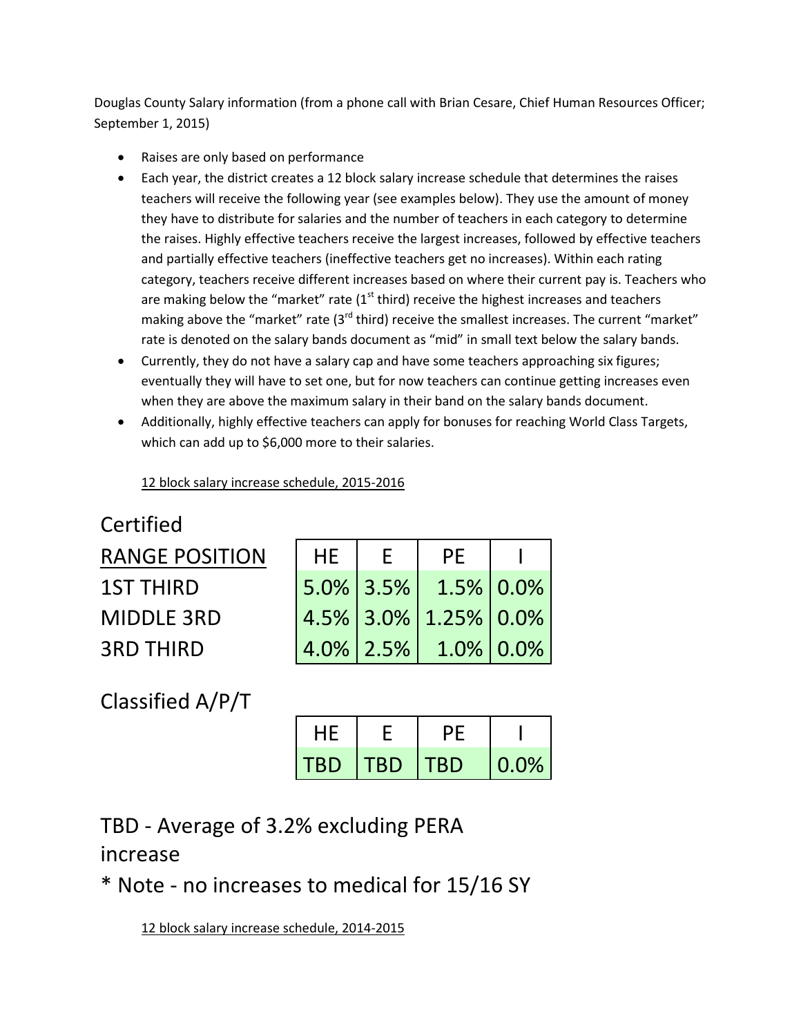Douglas County Salary information (from a phone call with Brian Cesare, Chief Human Resources Officer; September 1, 2015)

- Raises are only based on performance
- Each year, the district creates a 12 block salary increase schedule that determines the raises teachers will receive the following year (see examples below). They use the amount of money they have to distribute for salaries and the number of teachers in each category to determine the raises. Highly effective teachers receive the largest increases, followed by effective teachers and partially effective teachers (ineffective teachers get no increases). Within each rating category, teachers receive different increases based on where their current pay is. Teachers who are making below the "market" rate (1st third) receive the highest increases and teachers making above the "market" rate (3rd third) receive the smallest increases. The current "market" rate is denoted on the salary bands document as "mid" in small text below the salary bands.
- Currently, they do not have a salary cap and have some teachers approaching six figures; eventually they will have to set one, but for now teachers can continue getting increases even when they are above the maximum salary in their band on the salary bands document.
- Additionally, highly effective teachers can apply for bonuses for reaching World Class Targets, which can add up to $6,000 more to their salaries.

12 block salary increase schedule, 2015-2016

## Certified

| RANGE POSITION | HE | E | PE | I |
|---|---|---|---|---|
| 1ST THIRD | 5.0% | 3.5% | 1.5% | 0.0% |
| MIDDLE 3RD | 4.5% | 3.0% | 1.25% | 0.0% |
| 3RD THIRD | 4.0% | 2.5% | 1.0% | 0.0% |

## Classified A/P/T

| HE | E | PE | I |
|---|---|---|---|
| TBD | TBD | TBD | 0.0% |

TBD - Average of 3.2% excluding PERA increase

* Note - no increases to medical for 15/16 SY

12 block salary increase schedule, 2014-2015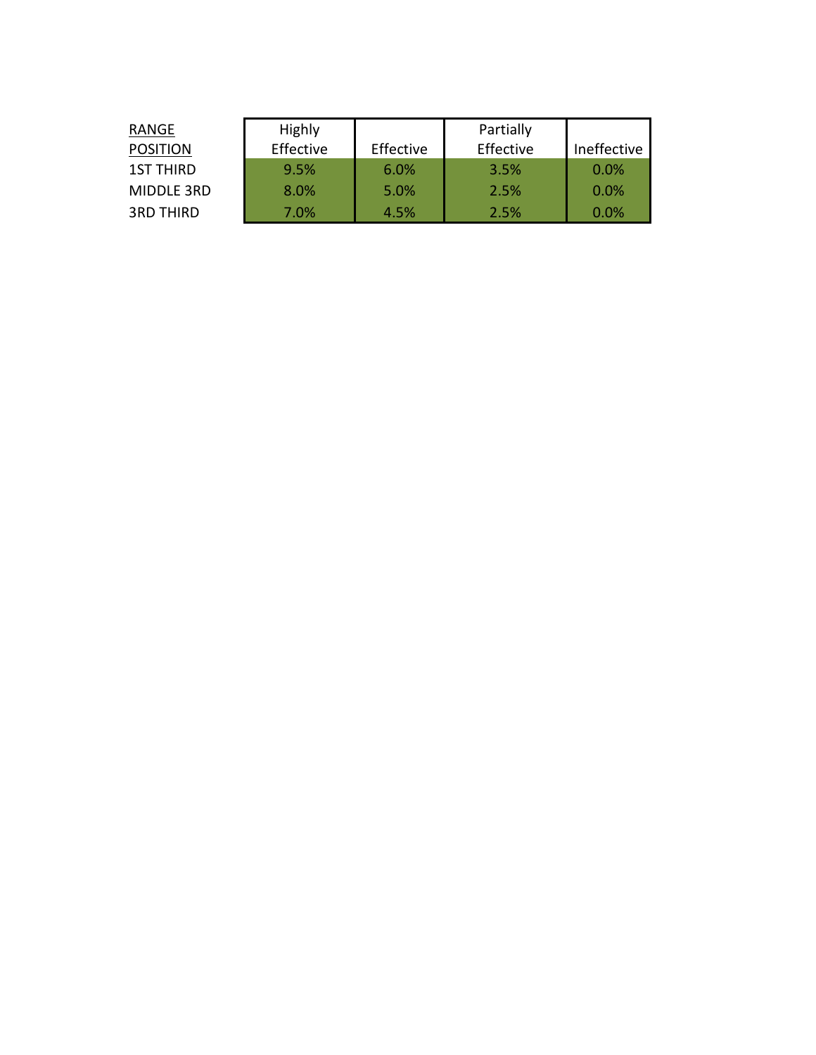| RANGE POSITION | Highly Effective | Effective | Partially Effective | Ineffective |
|---|---|---|---|---|
| 1ST THIRD | 9.5% | 6.0% | 3.5% | 0.0% |
| MIDDLE 3RD | 8.0% | 5.0% | 2.5% | 0.0% |
| 3RD THIRD | 7.0% | 4.5% | 2.5% | 0.0% |